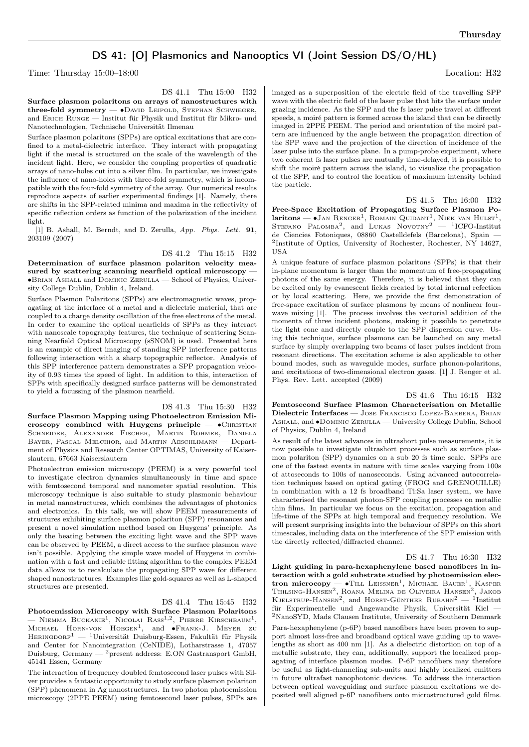## DS 41: [O] Plasmonics and Nanooptics VI (Joint Session DS/O/HL)

Time: Thursday 15:00–18:00 Location: H32

DS 41.1 Thu 15:00 H32

**Surface plasmon polaritons on arrays of nanostructures with three-fold symmetry** — •David Leipold, Stephan Schwieger, and Erich Runge — Institut für Physik und Institut für Mikro- und Nanotechnologien, Technische Universität Ilmenau

Surface plasmon polaritons (SPPs) are optical excitations that are confined to a metal-dielectric interface. They interact with propagating light if the metal is structured on the scale of the wavelength of the incident light. Here, we consider the coupling properties of quadratic arrays of nano-holes cut into a silver film. In particular, we investigate the influence of nano-holes with three-fold symmetry, which is incompatible with the four-fold symmetry of the array. Our numerical results reproduce aspects of earlier experimental findings [1]. Namely, there are shifts in the SPP-related minima and maxima in the reflectivity of specific reflection orders as function of the polarization of the incident light.

[1] B. Ashall, M. Berndt, and D. Zerulla, *App. Phys. Lett.* **91**, 203109 (2007)

DS 41.2 Thu 15:15 H32

**Determination of surface plasmon polariton velocity measured by scattering scanning nearfield optical microscopy** — •Brian Ashall and Dominic Zerulla — School of Physics, University College Dublin, Dublin 4, Ireland.

Surface Plasmon Polaritons (SPPs) are electromagnetic waves, propagating at the interface of a metal and a dielectric material, that are coupled to a charge density oscillation of the free electrons of the metal. In order to examine the optical nearfields of SPPs as they interact with nanoscale topography features, the technique of scattering Scanning Nearfield Optical Microscopy (sSNOM) is used. Presented here is an example of direct imaging of standing SPP interference patterns following interaction with a sharp topographic reflector. Analysis of this SPP interference pattern demonstrates a SPP propagation velocity of 0.93 times the speed of light. In addition to this, interaction of SPPs with specifically designed surface patterns will be demonstrated to yield a focussing of the plasmon nearfield.

DS 41.3 Thu 15:30 H32

**Surface Plasmon Mapping using Photoelectron Emission Microscopy combined with Huygens principle** — •Christian Schneider, Alexander Fischer, Martin Rohmer, Daniela Bayer, Pascal Melchior, and Martin Aeschlimann — Department of Physics and Research Center OPTIMAS, University of Kaiserslautern, 67663 Kaiserslautern

Photoelectron emission microscopy (PEEM) is a very powerful tool to investigate electron dynamics simultaneously in time and space with femtosecond temporal and nanometer spatial resolution. This microscopy technique is also suitable to study plasmonic behaviour in metal nanostructures, which combines the advantages of photonics and electronics. In this talk, we will show PEEM measurements of structures exhibiting surface plasmon polariton (SPP) resonances and present a novel simulation method based on Huygens' principle. As only the beating between the exciting light wave and the SPP wave can be observed by PEEM, a direct access to the surface plasmon wave isn't possible. Applying the simple wave model of Huygens in combination with a fast and reliable fitting algorithm to the complex PEEM data allows us to recalculate the propagating SPP wave for different shaped nanostructures. Examples like gold-squares as well as L-shaped structures are presented.

DS 41.4 Thu 15:45 H32

**Photoemission Microscopy with Surface Plasmon Polaritons** — Niemma Buckanie[1], Nicolai Rass[1,2], Pierre Kirschbaum[1], Michael Horn-von Hoegen[1], and •Frank-J. Meyer zu Heringdorf[1] — [1]Universität Duisburg-Essen, Fakultät für Physik and Center for Nanointegration (CeNIDE), Lotharstrasse 1, 47057 Duisburg, Germany — [2]present address: E.ON Gastransport GmbH, 45141 Essen, Germany

The interaction of frequency doubled femtosecond laser pulses with Silver provides a fantastic opportunity to study surface plasmon polariton (SPP) phenomena in Ag nanostructures. In two photon photoemission microscopy (2PPE PEEM) using femtosecond laser pulses, SPPs are imaged as a superposition of the electric field of the travelling SPP wave with the electric field of the laser pulse that hits the surface under grazing incidence. As the SPP and the fs laser pulse travel at different speeds, a moiré pattern is formed across the island that can be directly imaged in 2PPE PEEM. The period and orientation of the moiré pattern are influenced by the angle between the propagation direction of the SPP wave and the projection of the direction of incidence of the laser pulse into the surface plane. In a pump-probe experiment, where two coherent fs laser pulses are mutually time-delayed, it is possible to shift the moiré pattern across the island, to visualize the propagation of the SPP, and to control the location of maximum intensity behind the particle.

DS 41.5 Thu 16:00 H32

**Free-Space Excitation of Propagating Surface Plasmon Polaritons** — •Jan Renger[1], Romain Quidant[1], Niek van Hulst[1], Stefano Palomba[2], and Lukas Novotny[2] — [1]ICFO-Institut de Ciencies Fotoniques, 08860 Castelldefels (Barcelona), Spain — [2]Institute of Optics, University of Rochester, Rochester, NY 14627, USA

A unique feature of surface plasmon polaritons (SPPs) is that their in-plane momentum is larger than the momentum of free-propagating photons of the same energy. Therefore, it is believed that they can be excited only by evanescent fields created by total internal refection or by local scattering. Here, we provide the first demonstration of free-space excitation of surface plasmons by means of nonlinear four-wave mixing [1]. The process involves the vectorial addition of the momenta of three incident photons, making it possible to penetrate the light cone and directly couple to the SPP dispersion curve. Using this technique, surface plasmons can be launched on any metal surface by simply overlapping two beams of laser pulses incident from resonant directions. The excitation scheme is also applicable to other bound modes, such as waveguide modes, surface phonon-polaritons, and excitations of two-dimensional electron gases. [1] J. Renger et al. Phys. Rev. Lett. accepted (2009)

DS 41.6 Thu 16:15 H32

**Femtosecond Surface Plasmon Characterisation on Metallic Dielectric Interfaces** — Jose Francisco Lopez-Barbera, Brian Ashall, and •Dominic Zerulla — University College Dublin, School of Physics, Dublin 4, Ireland

As result of the latest advances in ultrashort pulse measurements, it is now possible to investigate ultrashort processes such as surface plasmon polariton (SPP) dynamics on a sub 20 fs time scale. SPPs are one of the fastest events in nature with time scales varying from 100s of attoseconds to 100s of nanoseconds. Using advanced autocorrelation techniques based on optical gating (FROG and GRENOUILLE) in combination with a 12 fs broadband Ti:Sa laser system, we have characterised the resonant photon-SPP coupling processes on metallic thin films. In particular we focus on the excitation, propagation and life-time of the SPPs at high temporal and frequency resolution. We will present surprising insights into the behaviour of SPPs on this short timescales, including data on the interference of the SPP emission with the directly reflected/diffracted channel.

DS 41.7 Thu 16:30 H32

**Light guiding in para-hexaphenylene based nanofibers in interaction with a gold substrate studied by photoemission electron microcopy** — •Till Leissner[1], Michael Bauer[1], Kasper Thilsing-Hansen[2], Roana Melina de Oliveira Hansen[2], Jakob Kjelstrup-Hansen[2], and Horst-Günther Rubahn[2] — [1]Institut für Experimentelle und Angewandte Physik, Universität Kiel — [2]NanoSYD, Mads Clausen Institute, University of Southern Denmark

Para-hexaphenylene (p-6P) based nanofibers have been proven to support almost loss-free and broadband optical wave guiding up to wavelengths as short as 400 nm [1]. As a dielectric distortion on top of a metallic substrate, they can, additionally, support the localized propagating of interface plasmon modes. P-6P nanofibers may therefore be useful as light-channeling sub-units and highly localized emitters in future ultrafast nanophotonic devices. To address the interaction between optical waveguiding and surface plasmon excitations we deposited well aligned p-6P nanofibers onto microstructured gold films.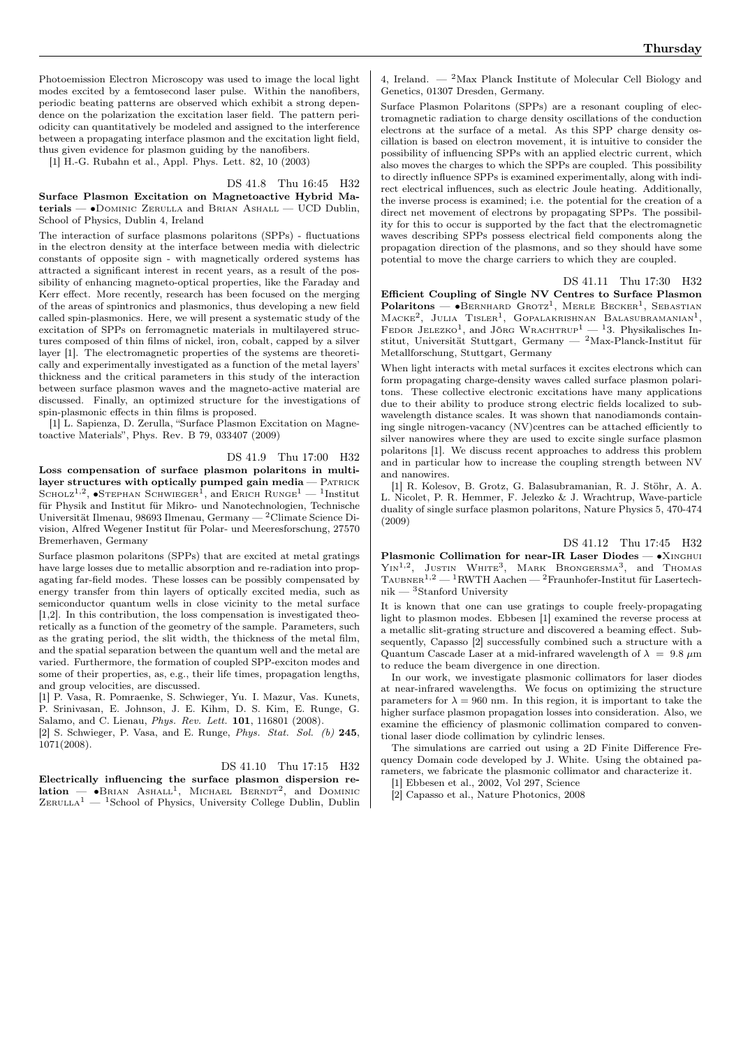Photoemission Electron Microscopy was used to image the local light modes excited by a femtosecond laser pulse. Within the nanofibers, periodic beating patterns are observed which exhibit a strong dependence on the polarization the excitation laser field. The pattern periodicity can quantitatively be modeled and assigned to the interference between a propagating interface plasmon and the excitation light field, thus given evidence for plasmon guiding by the nanofibers.

[1] H.-G. Rubahn et al., Appl. Phys. Lett. 82, 10 (2003)

DS 41.8 Thu 16:45 H32

**Surface Plasmon Excitation on Magnetoactive Hybrid Materials** — •Dominic Zerulla and Brian Ashall — UCD Dublin, School of Physics, Dublin 4, Ireland

The interaction of surface plasmons polaritons (SPPs) - fluctuations in the electron density at the interface between media with dielectric constants of opposite sign - with magnetically ordered systems has attracted a significant interest in recent years, as a result of the possibility of enhancing magneto-optical properties, like the Faraday and Kerr effect. More recently, research has been focused on the merging of the areas of spintronics and plasmonics, thus developing a new field called spin-plasmonics. Here, we will present a systematic study of the excitation of SPPs on ferromagnetic materials in multilayered structures composed of thin films of nickel, iron, cobalt, capped by a silver layer [1]. The electromagnetic properties of the systems are theoretically and experimentally investigated as a function of the metal layers' thickness and the critical parameters in this study of the interaction between surface plasmon waves and the magneto-active material are discussed. Finally, an optimized structure for the investigations of spin-plasmonic effects in thin films is proposed.

[1] L. Sapienza, D. Zerulla, "Surface Plasmon Excitation on Magnetoactive Materials", Phys. Rev. B 79, 033407 (2009)

DS 41.9 Thu 17:00 H32

**Loss compensation of surface plasmon polaritons in multilayer structures with optically pumped gain media** — Patrick Scholz[1,2], •Stephan Schwieger[1], and Erich Runge[1] — [1]Institut für Physik und Institut für Mikro- und Nanotechnologien, Technische Universität Ilmenau, 98693 Ilmenau, Germany — [2]Climate Science Division, Alfred Wegener Institut für Polar- und Meeresforschung, 27570 Bremerhaven, Germany

Surface plasmon polaritons (SPPs) that are excited at metal gratings have large losses due to metallic absorption and re-radiation into propagating far-field modes. These losses can be possibly compensated by energy transfer from thin layers of optically excited media, such as semiconductor quantum wells in close vicinity to the metal surface [1,2]. In this contribution, the loss compensation is investigated theoretically as a function of the geometry of the sample. Parameters, such as the grating period, the slit width, the thickness of the metal film, and the spatial separation between the quantum well and the metal are varied. Furthermore, the formation of coupled SPP-exciton modes and some of their properties, as, e.g., their life times, propagation lengths, and group velocities, are discussed.

[1] P. Vasa, R. Pomraenke, S. Schwieger, Yu. I. Mazur, Vas. Kunets, P. Srinivasan, E. Johnson, J. E. Kihm, D. S. Kim, E. Runge, G. Salamo, and C. Lienau, *Phys. Rev. Lett.* **101**, 116801 (2008).

[2] S. Schwieger, P. Vasa, and E. Runge, *Phys. Stat. Sol. (b)* **245**, 1071(2008).

DS 41.10 Thu 17:15 H32

**Electrically influencing the surface plasmon dispersion relation** — •Brian Ashall[1], Michael Berndt[2], and Dominic Zerulla[1] — [1]School of Physics, University College Dublin, Dublin 4, Ireland. — [2]Max Planck Institute of Molecular Cell Biology and Genetics, 01307 Dresden, Germany.

Surface Plasmon Polaritons (SPPs) are a resonant coupling of electromagnetic radiation to charge density oscillations of the conduction electrons at the surface of a metal. As this SPP charge density oscillation is based on electron movement, it is intuitive to consider the possibility of influencing SPPs with an applied electric current, which also moves the charges to which the SPPs are coupled. This possibility to directly influence SPPs is examined experimentally, along with indirect electrical influences, such as electric Joule heating. Additionally, the inverse process is examined; i.e. the potential for the creation of a direct net movement of electrons by propagating SPPs. The possibility for this to occur is supported by the fact that the electromagnetic waves describing SPPs possess electrical field components along the propagation direction of the plasmons, and so they should have some potential to move the charge carriers to which they are coupled.

DS 41.11 Thu 17:30 H32

**Efficient Coupling of Single NV Centres to Surface Plasmon Polaritons** — •Bernhard Grotz[1], Merle Becker[1], Sebastian Macke[2], Julia Tisler[1], Gopalakrishnan Balasubramanian[1], Fedor Jelezko[1], and Jörg Wrachtrup[1] — [1]3. Physikalisches Institut, Universität Stuttgart, Germany — [2]Max-Planck-Institut für Metallforschung, Stuttgart, Germany

When light interacts with metal surfaces it excites electrons which can form propagating charge-density waves called surface plasmon polaritons. These collective electronic excitations have many applications due to their ability to produce strong electric fields localized to subwavelength distance scales. It was shown that nanodiamonds containing single nitrogen-vacancy (NV)centres can be attached efficiently to silver nanowires where they are used to excite single surface plasmon polaritons [1]. We discuss recent approaches to address this problem and in particular how to increase the coupling strength between NV and nanowires.

[1] R. Kolesov, B. Grotz, G. Balasubramanian, R. J. Stöhr, A. A. L. Nicolet, P. R. Hemmer, F. Jelezko & J. Wrachtrup, Wave-particle duality of single surface plasmon polaritons, Nature Physics 5, 470-474 (2009)

DS 41.12 Thu 17:45 H32

**Plasmonic Collimation for near-IR Laser Diodes** — •Xinghui Yin[1,2], Justin White[3], Mark Brongersma[3], and Thomas Taubner[1,2] — [1]RWTH Aachen — [2]Fraunhofer-Institut für Lasertechnik — [3]Stanford University

It is known that one can use gratings to couple freely-propagating light to plasmon modes. Ebbesen [1] examined the reverse process at a metallic slit-grating structure and discovered a beaming effect. Subsequently, Capasso [2] successfully combined such a structure with a Quantum Cascade Laser at a mid-infrared wavelength of $\lambda = 9.8\ \mu$m to reduce the beam divergence in one direction.

In our work, we investigate plasmonic collimators for laser diodes at near-infrared wavelengths. We focus on optimizing the structure parameters for $\lambda = 960$ nm. In this region, it is important to take the higher surface plasmon propagation losses into consideration. Also, we examine the efficiency of plasmonic collimation compared to conventional laser diode collimation by cylindric lenses.

The simulations are carried out using a 2D Finite Difference Frequency Domain code developed by J. White. Using the obtained parameters, we fabricate the plasmonic collimator and characterize it.

[1] Ebbesen et al., 2002, Vol 297, Science

[2] Capasso et al., Nature Photonics, 2008